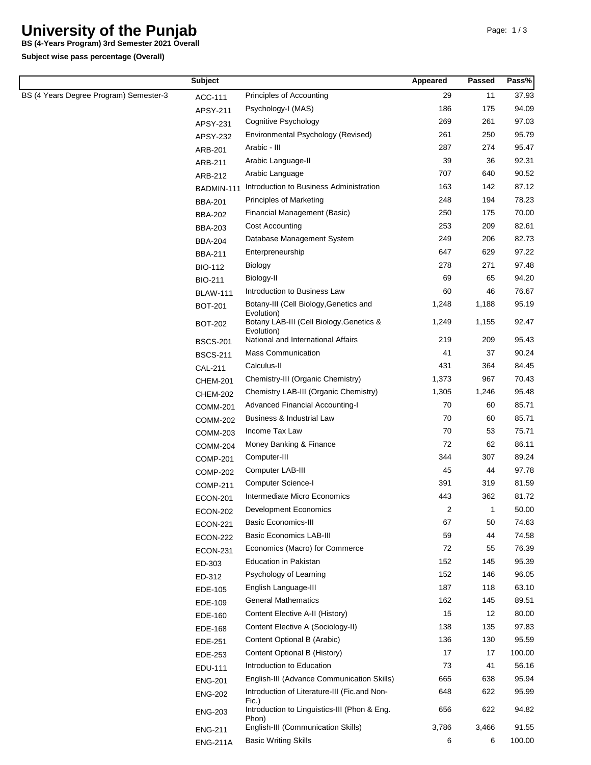# University of the Punjab

**BS (4-Years Program) 3rd Semester 2021 Overall**

**Subject wise pass percentage (Overall)**

| | Subject | | Appeared | Passed | Pass% |
|---|---|---|---|---|---|
| BS (4 Years Degree Program) Semester-3 | ACC-111 | Principles of Accounting | 29 | 11 | 37.93 |
| | APSY-211 | Psychology-I (MAS) | 186 | 175 | 94.09 |
| | APSY-231 | Cognitive Psychology | 269 | 261 | 97.03 |
| | APSY-232 | Environmental Psychology (Revised) | 261 | 250 | 95.79 |
| | ARB-201 | Arabic - III | 287 | 274 | 95.47 |
| | ARB-211 | Arabic Language-II | 39 | 36 | 92.31 |
| | ARB-212 | Arabic Language | 707 | 640 | 90.52 |
| | BADMIN-111 | Introduction to Business Administration | 163 | 142 | 87.12 |
| | BBA-201 | Principles of Marketing | 248 | 194 | 78.23 |
| | BBA-202 | Financial Management (Basic) | 250 | 175 | 70.00 |
| | BBA-203 | Cost Accounting | 253 | 209 | 82.61 |
| | BBA-204 | Database Management System | 249 | 206 | 82.73 |
| | BBA-211 | Enterpreneurship | 647 | 629 | 97.22 |
| | BIO-112 | Biology | 278 | 271 | 97.48 |
| | BIO-211 | Biology-II | 69 | 65 | 94.20 |
| | BLAW-111 | Introduction to Business Law | 60 | 46 | 76.67 |
| | BOT-201 | Botany-III (Cell Biology,Genetics and Evolution) | 1,248 | 1,188 | 95.19 |
| | BOT-202 | Botany LAB-III (Cell Biology,Genetics & Evolution) | 1,249 | 1,155 | 92.47 |
| | BSCS-201 | National and International Affairs | 219 | 209 | 95.43 |
| | BSCS-211 | Mass Communication | 41 | 37 | 90.24 |
| | CAL-211 | Calculus-II | 431 | 364 | 84.45 |
| | CHEM-201 | Chemistry-III (Organic Chemistry) | 1,373 | 967 | 70.43 |
| | CHEM-202 | Chemistry LAB-III (Organic Chemistry) | 1,305 | 1,246 | 95.48 |
| | COMM-201 | Advanced Financial Accounting-I | 70 | 60 | 85.71 |
| | COMM-202 | Business & Industrial Law | 70 | 60 | 85.71 |
| | COMM-203 | Income Tax Law | 70 | 53 | 75.71 |
| | COMM-204 | Money Banking & Finance | 72 | 62 | 86.11 |
| | COMP-201 | Computer-III | 344 | 307 | 89.24 |
| | COMP-202 | Computer LAB-III | 45 | 44 | 97.78 |
| | COMP-211 | Computer Science-I | 391 | 319 | 81.59 |
| | ECON-201 | Intermediate Micro Economics | 443 | 362 | 81.72 |
| | ECON-202 | Development Economics | 2 | 1 | 50.00 |
| | ECON-221 | Basic Economics-III | 67 | 50 | 74.63 |
| | ECON-222 | Basic Economics LAB-III | 59 | 44 | 74.58 |
| | ECON-231 | Economics (Macro) for Commerce | 72 | 55 | 76.39 |
| | ED-303 | Education in Pakistan | 152 | 145 | 95.39 |
| | ED-312 | Psychology of Learning | 152 | 146 | 96.05 |
| | EDE-105 | English Language-III | 187 | 118 | 63.10 |
| | EDE-109 | General Mathematics | 162 | 145 | 89.51 |
| | EDE-160 | Content Elective A-II (History) | 15 | 12 | 80.00 |
| | EDE-168 | Content Elective A (Sociology-II) | 138 | 135 | 97.83 |
| | EDE-251 | Content Optional B (Arabic) | 136 | 130 | 95.59 |
| | EDE-253 | Content Optional B (History) | 17 | 17 | 100.00 |
| | EDU-111 | Introduction to Education | 73 | 41 | 56.16 |
| | ENG-201 | English-III (Advance Communication Skills) | 665 | 638 | 95.94 |
| | ENG-202 | Introduction of Literature-III (Fic.and Non-Fic.) | 648 | 622 | 95.99 |
| | ENG-203 | Introduction to Linguistics-III (Phon & Eng. Phon) | 656 | 622 | 94.82 |
| | ENG-211 | English-III (Communication Skills) | 3,786 | 3,466 | 91.55 |
| | ENG-211A | Basic Writing Skills | 6 | 6 | 100.00 |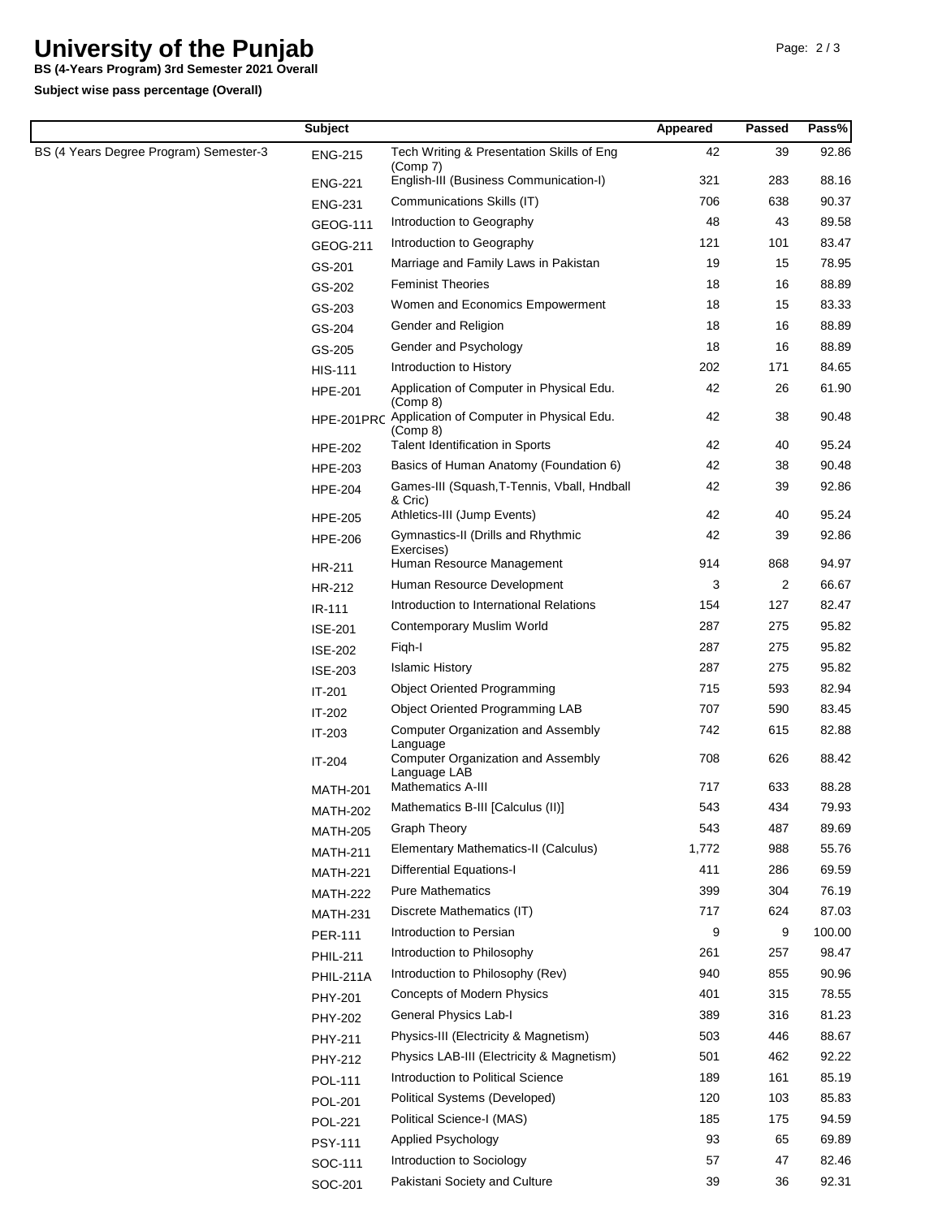# University of the Punjab

**BS (4-Years Program) 3rd Semester 2021 Overall**

**Subject wise pass percentage (Overall)**

| | Subject | | Appeared | Passed | Pass% |
|---|---|---|---|---|---|
| BS (4 Years Degree Program) Semester-3 | ENG-215 | Tech Writing & Presentation Skills of Eng (Comp 7) | 42 | 39 | 92.86 |
| | ENG-221 | English-III (Business Communication-I) | 321 | 283 | 88.16 |
| | ENG-231 | Communications Skills (IT) | 706 | 638 | 90.37 |
| | GEOG-111 | Introduction to Geography | 48 | 43 | 89.58 |
| | GEOG-211 | Introduction to Geography | 121 | 101 | 83.47 |
| | GS-201 | Marriage and Family Laws in Pakistan | 19 | 15 | 78.95 |
| | GS-202 | Feminist Theories | 18 | 16 | 88.89 |
| | GS-203 | Women and Economics Empowerment | 18 | 15 | 83.33 |
| | GS-204 | Gender and Religion | 18 | 16 | 88.89 |
| | GS-205 | Gender and Psychology | 18 | 16 | 88.89 |
| | HIS-111 | Introduction to History | 202 | 171 | 84.65 |
| | HPE-201 | Application of Computer in Physical Edu. (Comp 8) | 42 | 26 | 61.90 |
| | HPE-201PRC | Application of Computer in Physical Edu. (Comp 8) | 42 | 38 | 90.48 |
| | HPE-202 | Talent Identification in Sports | 42 | 40 | 95.24 |
| | HPE-203 | Basics of Human Anatomy (Foundation 6) | 42 | 38 | 90.48 |
| | HPE-204 | Games-III (Squash,T-Tennis, Vball, Hndball & Cric) | 42 | 39 | 92.86 |
| | HPE-205 | Athletics-III (Jump Events) | 42 | 40 | 95.24 |
| | HPE-206 | Gymnastics-II (Drills and Rhythmic Exercises) | 42 | 39 | 92.86 |
| | HR-211 | Human Resource Management | 914 | 868 | 94.97 |
| | HR-212 | Human Resource Development | 3 | 2 | 66.67 |
| | IR-111 | Introduction to International Relations | 154 | 127 | 82.47 |
| | ISE-201 | Contemporary Muslim World | 287 | 275 | 95.82 |
| | ISE-202 | Fiqh-I | 287 | 275 | 95.82 |
| | ISE-203 | Islamic History | 287 | 275 | 95.82 |
| | IT-201 | Object Oriented Programming | 715 | 593 | 82.94 |
| | IT-202 | Object Oriented Programming LAB | 707 | 590 | 83.45 |
| | IT-203 | Computer Organization and Assembly Language | 742 | 615 | 82.88 |
| | IT-204 | Computer Organization and Assembly Language LAB | 708 | 626 | 88.42 |
| | MATH-201 | Mathematics A-III | 717 | 633 | 88.28 |
| | MATH-202 | Mathematics B-III [Calculus (II)] | 543 | 434 | 79.93 |
| | MATH-205 | Graph Theory | 543 | 487 | 89.69 |
| | MATH-211 | Elementary Mathematics-II (Calculus) | 1,772 | 988 | 55.76 |
| | MATH-221 | Differential Equations-I | 411 | 286 | 69.59 |
| | MATH-222 | Pure Mathematics | 399 | 304 | 76.19 |
| | MATH-231 | Discrete Mathematics (IT) | 717 | 624 | 87.03 |
| | PER-111 | Introduction to Persian | 9 | 9 | 100.00 |
| | PHIL-211 | Introduction to Philosophy | 261 | 257 | 98.47 |
| | PHIL-211A | Introduction to Philosophy (Rev) | 940 | 855 | 90.96 |
| | PHY-201 | Concepts of Modern Physics | 401 | 315 | 78.55 |
| | PHY-202 | General Physics Lab-I | 389 | 316 | 81.23 |
| | PHY-211 | Physics-III (Electricity & Magnetism) | 503 | 446 | 88.67 |
| | PHY-212 | Physics LAB-III (Electricity & Magnetism) | 501 | 462 | 92.22 |
| | POL-111 | Introduction to Political Science | 189 | 161 | 85.19 |
| | POL-201 | Political Systems (Developed) | 120 | 103 | 85.83 |
| | POL-221 | Political Science-I (MAS) | 185 | 175 | 94.59 |
| | PSY-111 | Applied Psychology | 93 | 65 | 69.89 |
| | SOC-111 | Introduction to Sociology | 57 | 47 | 82.46 |
| | SOC-201 | Pakistani Society and Culture | 39 | 36 | 92.31 |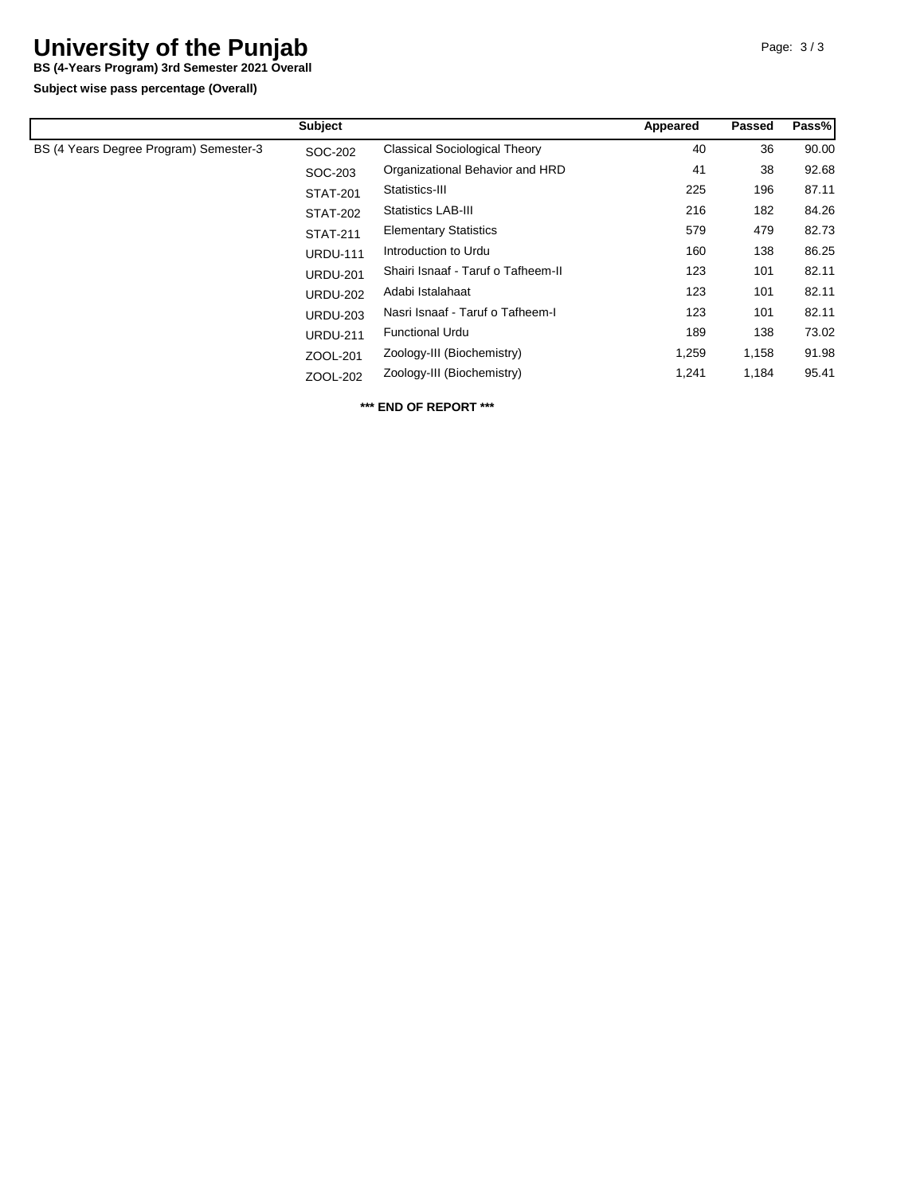# University of the Punjab

**BS (4-Years Program) 3rd Semester 2021 Overall**

**Subject wise pass percentage (Overall)**

| | Subject | | Appeared | Passed | Pass% |
|---|---|---|---|---|---|
| BS (4 Years Degree Program) Semester-3 | SOC-202 | Classical Sociological Theory | 40 | 36 | 90.00 |
| | SOC-203 | Organizational Behavior and HRD | 41 | 38 | 92.68 |
| | STAT-201 | Statistics-III | 225 | 196 | 87.11 |
| | STAT-202 | Statistics LAB-III | 216 | 182 | 84.26 |
| | STAT-211 | Elementary Statistics | 579 | 479 | 82.73 |
| | URDU-111 | Introduction to Urdu | 160 | 138 | 86.25 |
| | URDU-201 | Shairi Isnaaf - Taruf o Tafheem-II | 123 | 101 | 82.11 |
| | URDU-202 | Adabi Istalahaat | 123 | 101 | 82.11 |
| | URDU-203 | Nasri Isnaaf - Taruf o Tafheem-I | 123 | 101 | 82.11 |
| | URDU-211 | Functional Urdu | 189 | 138 | 73.02 |
| | ZOOL-201 | Zoology-III (Biochemistry) | 1,259 | 1,158 | 91.98 |
| | ZOOL-202 | Zoology-III (Biochemistry) | 1,241 | 1,184 | 95.41 |

**\*\*\* END OF REPORT \*\*\***